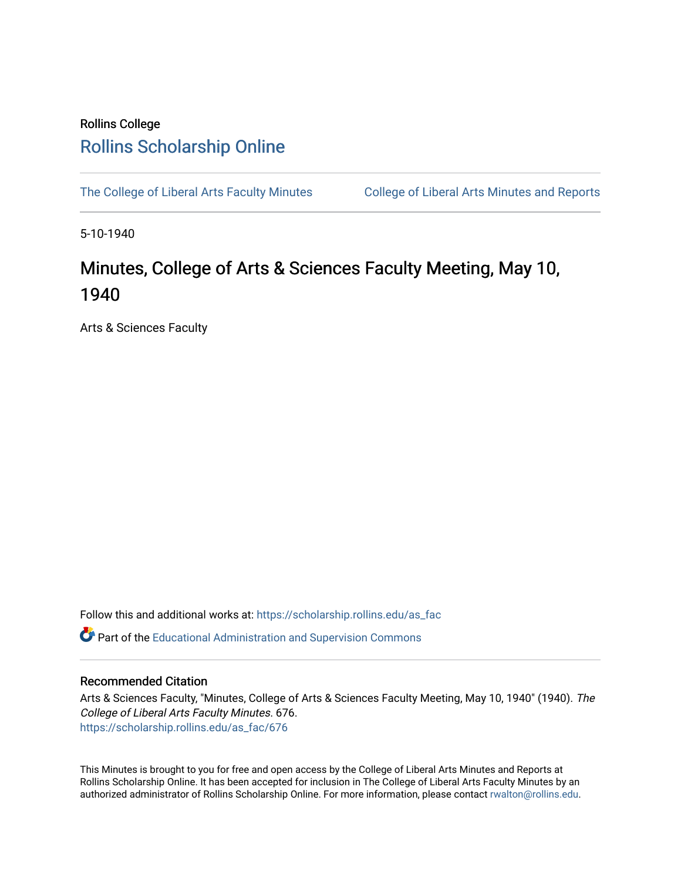Rollins College

# Rollins Scholarship Online

The College of Liberal Arts Faculty Minutes

College of Liberal Arts Minutes and Reports

5-10-1940

# Minutes, College of Arts & Sciences Faculty Meeting, May 10, 1940

Arts & Sciences Faculty

Follow this and additional works at: https://scholarship.rollins.edu/as_fac

Part of the Educational Administration and Supervision Commons

## Recommended Citation

Arts & Sciences Faculty, "Minutes, College of Arts & Sciences Faculty Meeting, May 10, 1940" (1940). *The College of Liberal Arts Faculty Minutes*. 676.
https://scholarship.rollins.edu/as_fac/676

This Minutes is brought to you for free and open access by the College of Liberal Arts Minutes and Reports at Rollins Scholarship Online. It has been accepted for inclusion in The College of Liberal Arts Faculty Minutes by an authorized administrator of Rollins Scholarship Online. For more information, please contact rwalton@rollins.edu.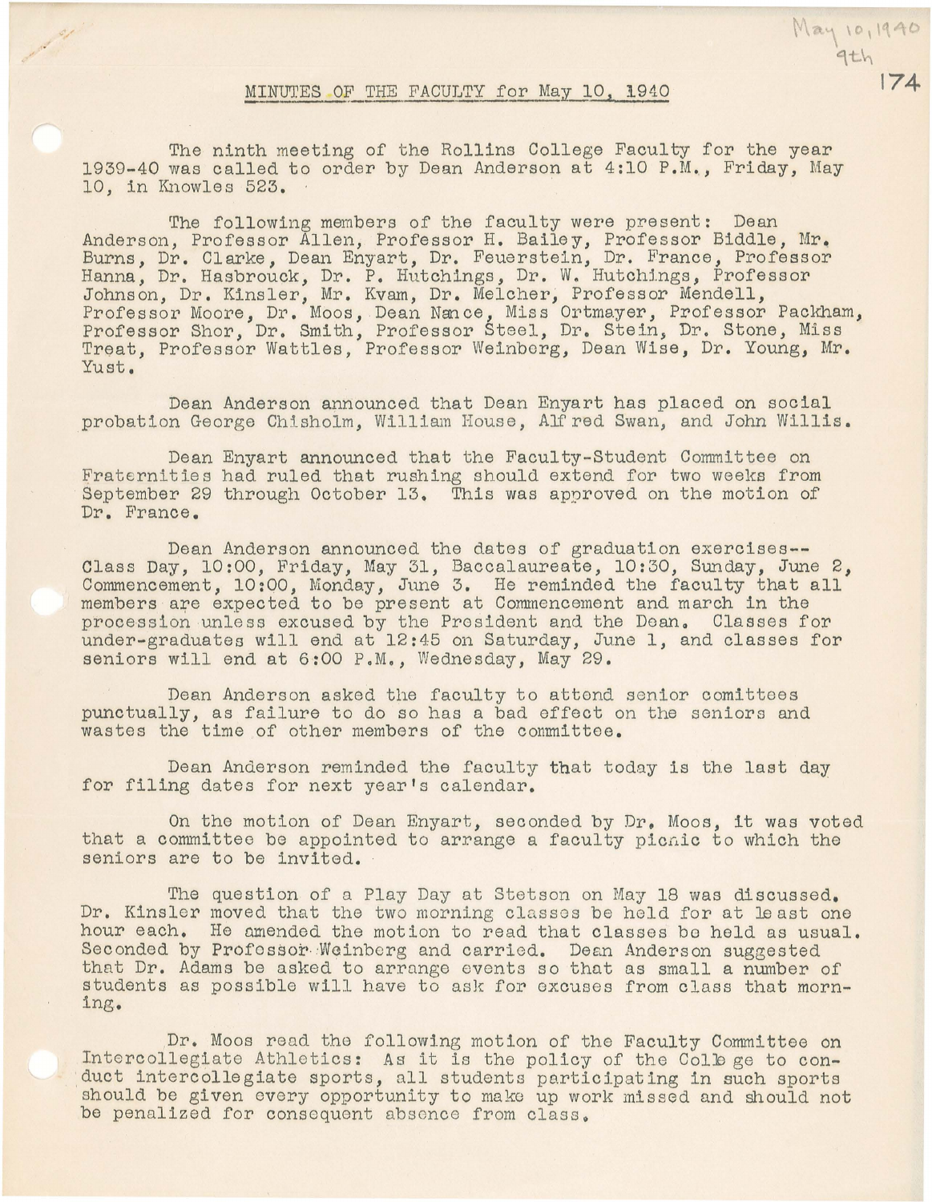## MINUTES OF THE FACULTY for May 10, 1940

The ninth meeting of the Rollins College Faculty for the year 1939-40 was called to order by Dean Anderson at 4:10 P.M., Friday, May 10, in Knowles 523.

The following members of the faculty were present: Dean Anderson, Professor Allen, Professor H. Bailey, Professor Biddle, Mr. Burns, Dr. Clarke, Dean Enyart, Dr. Feuerstein, Dr. France, Professor Hanna, Dr. Hasbrouck, Dr. P. Hutchings, Dr. W. Hutchings, Professor Johnson, Dr. Kinsler, Mr. Kvam, Dr. Melcher, Professor Mendell, Professor Moore, Dr. Moos, Dean Nance, Miss Ortmayer, Professor Packham, Professor Shor, Dr. Smith, Professor Steel, Dr. Stein, Dr. Stone, Miss Treat, Professor Wattles, Professor Weinberg, Dean Wise, Dr. Young, Mr. Yust.

Dean Anderson announced that Dean Enyart has placed on social probation George Chisholm, William House, Alfred Swan, and John Willis.

Dean Enyart announced that the Faculty-Student Committee on Fraternities had ruled that rushing should extend for two weeks from September 29 through October 13. This was approved on the motion of Dr. France.

Dean Anderson announced the dates of graduation exercises--Class Day, 10:00, Friday, May 31, Baccalaureate, 10:30, Sunday, June 2, Commencement, 10:00, Monday, June 3. He reminded the faculty that all members are expected to be present at Commencement and march in the procession unless excused by the President and the Dean. Classes for under-graduates will end at 12:45 on Saturday, June 1, and classes for seniors will end at 6:00 P.M., Wednesday, May 29.

Dean Anderson asked the faculty to attend senior comittees punctually, as failure to do so has a bad effect on the seniors and wastes the time of other members of the committee.

Dean Anderson reminded the faculty that today is the last day for filing dates for next year's calendar.

On the motion of Dean Enyart, seconded by Dr. Moos, it was voted that a committee be appointed to arrange a faculty picnic to which the seniors are to be invited.

The question of a Play Day at Stetson on May 18 was discussed. Dr. Kinsler moved that the two morning classes be held for at least one hour each. He amended the motion to read that classes be held as usual. Seconded by Professor Weinberg and carried. Dean Anderson suggested that Dr. Adams be asked to arrange events so that as small a number of students as possible will have to ask for excuses from class that morning.

Dr. Moos read the following motion of the Faculty Committee on Intercollegiate Athletics: As it is the policy of the College to conduct intercollegiate sports, all students participating in such sports should be given every opportunity to make up work missed and should not be penalized for consequent absence from class.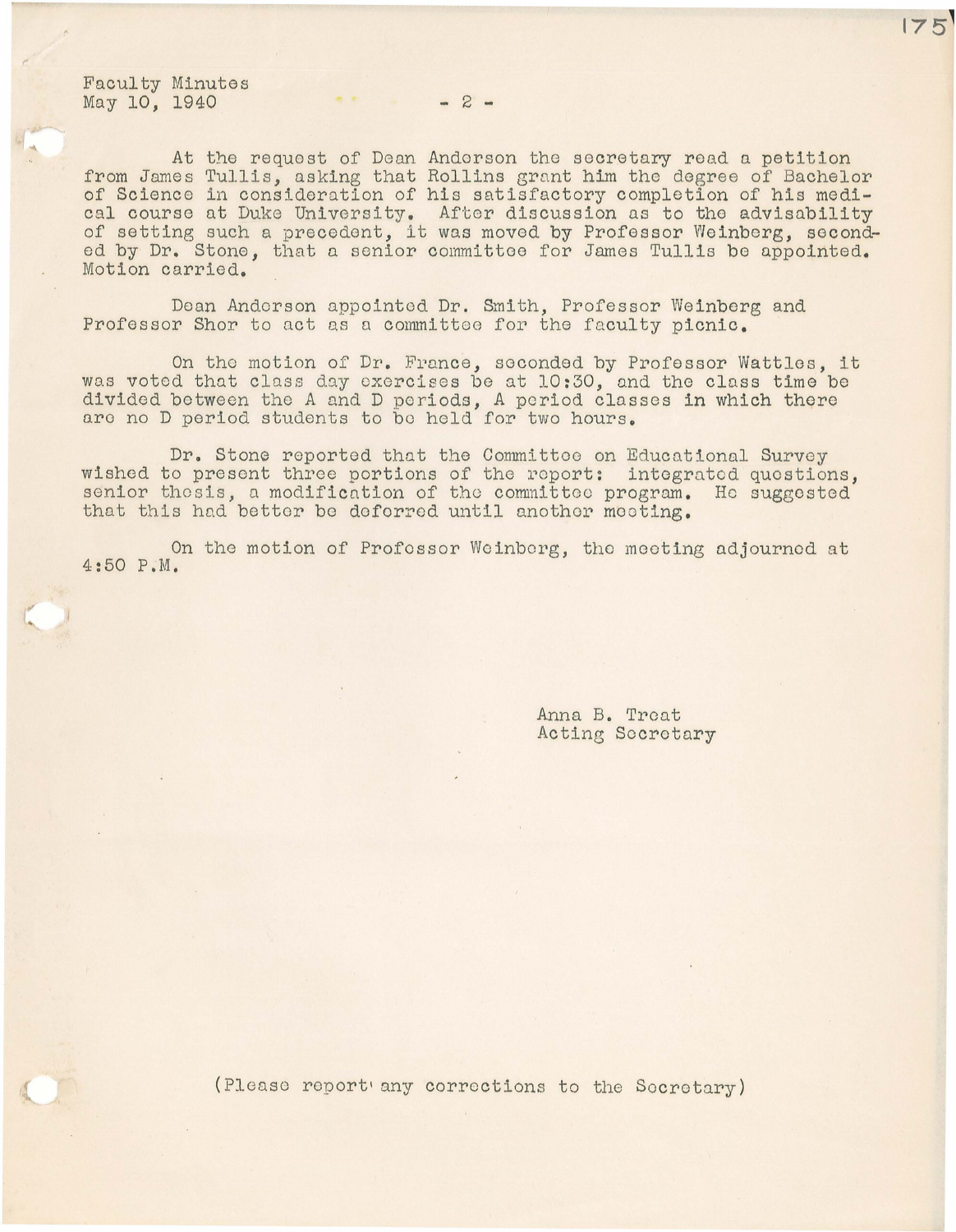At the request of Dean Anderson the secretary read a petition from James Tullis, asking that Rollins grant him the degree of Bachelor of Science in consideration of his satisfactory completion of his medical course at Duke University. After discussion as to the advisability of setting such a precedent, it was moved by Professor Weinberg, seconded by Dr. Stone, that a senior committee for James Tullis be appointed. Motion carried.

Dean Anderson appointed Dr. Smith, Professor Weinberg and Professor Shor to act as a committee for the faculty picnic.

On the motion of Dr. France, seconded by Professor Wattles, it was voted that class day exercises be at 10:30, and the class time be divided between the A and D periods, A period classes in which there are no D period students to be held for two hours.

Dr. Stone reported that the Committee on Educational Survey wished to present three portions of the report: integrated questions, senior thesis, a modification of the committee program. He suggested that this had better be deferred until another meeting.

On the motion of Professor Weinberg, the meeting adjourned at 4:50 P.M.

Anna B. Treat
Acting Secretary

(Please report any corrections to the Secretary)